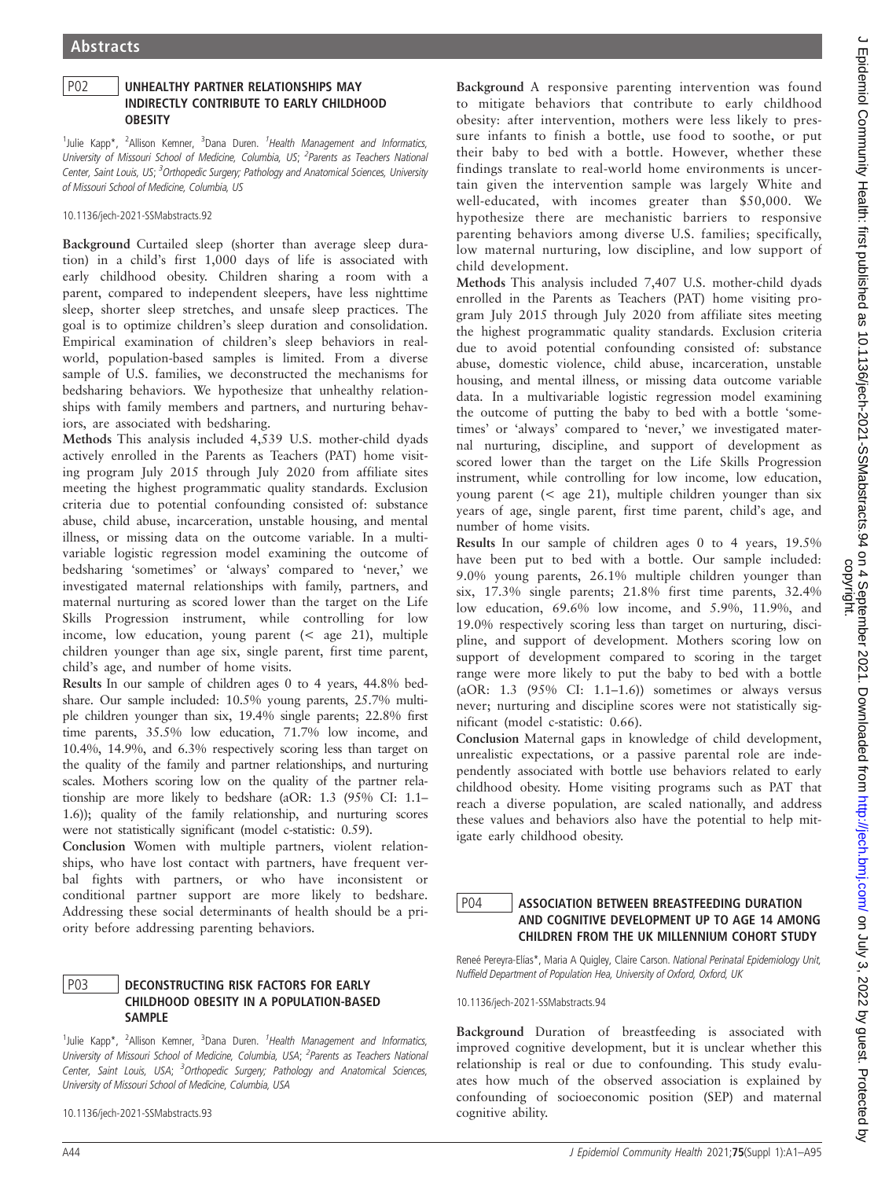## P02 UNHEALTHY PARTNER RELATIONSHIPS MAY INDIRECTLY CONTRIBUTE TO EARLY CHILDHOOD OBESITY

[1]Julie Kapp*, [2]Allison Kemner, [3]Dana Duren. [1]Health Management and Informatics, University of Missouri School of Medicine, Columbia, US; [2]Parents as Teachers National Center, Saint Louis, US; [3]Orthopedic Surgery; Pathology and Anatomical Sciences, University of Missouri School of Medicine, Columbia, US

10.1136/jech-2021-SSMabstracts.92

**Background** Curtailed sleep (shorter than average sleep duration) in a child's first 1,000 days of life is associated with early childhood obesity. Children sharing a room with a parent, compared to independent sleepers, have less nighttime sleep, shorter sleep stretches, and unsafe sleep practices. The goal is to optimize children's sleep duration and consolidation. Empirical examination of children's sleep behaviors in real-world, population-based samples is limited. From a diverse sample of U.S. families, we deconstructed the mechanisms for bedsharing behaviors. We hypothesize that unhealthy relationships with family members and partners, and nurturing behaviors, are associated with bedsharing.

**Methods** This analysis included 4,539 U.S. mother-child dyads actively enrolled in the Parents as Teachers (PAT) home visiting program July 2015 through July 2020 from affiliate sites meeting the highest programmatic quality standards. Exclusion criteria due to potential confounding consisted of: substance abuse, child abuse, incarceration, unstable housing, and mental illness, or missing data on the outcome variable. In a multivariable logistic regression model examining the outcome of bedsharing 'sometimes' or 'always' compared to 'never,' we investigated maternal relationships with family, partners, and maternal nurturing as scored lower than the target on the Life Skills Progression instrument, while controlling for low income, low education, young parent (< age 21), multiple children younger than age six, single parent, first time parent, child's age, and number of home visits.

**Results** In our sample of children ages 0 to 4 years, 44.8% bedshare. Our sample included: 10.5% young parents, 25.7% multiple children younger than six, 19.4% single parents; 22.8% first time parents, 35.5% low education, 71.7% low income, and 10.4%, 14.9%, and 6.3% respectively scoring less than target on the quality of the family and partner relationships, and nurturing scales. Mothers scoring low on the quality of the partner relationship are more likely to bedshare (aOR: 1.3 (95% CI: 1.1–1.6)); quality of the family relationship, and nurturing scores were not statistically significant (model c-statistic: 0.59).

**Conclusion** Women with multiple partners, violent relationships, who have lost contact with partners, have frequent verbal fights with partners, or who have inconsistent or conditional partner support are more likely to bedshare. Addressing these social determinants of health should be a priority before addressing parenting behaviors.

## P03 DECONSTRUCTING RISK FACTORS FOR EARLY CHILDHOOD OBESITY IN A POPULATION-BASED SAMPLE

[1]Julie Kapp*, [2]Allison Kemner, [3]Dana Duren. [1]Health Management and Informatics, University of Missouri School of Medicine, Columbia, USA; [2]Parents as Teachers National Center, Saint Louis, USA; [3]Orthopedic Surgery; Pathology and Anatomical Sciences, University of Missouri School of Medicine, Columbia, USA

10.1136/jech-2021-SSMabstracts.93

**Background** A responsive parenting intervention was found to mitigate behaviors that contribute to early childhood obesity: after intervention, mothers were less likely to pressure infants to finish a bottle, use food to soothe, or put their baby to bed with a bottle. However, whether these findings translate to real-world home environments is uncertain given the intervention sample was largely White and well-educated, with incomes greater than $50,000. We hypothesize there are mechanistic barriers to responsive parenting behaviors among diverse U.S. families; specifically, low maternal nurturing, low discipline, and low support of child development.

**Methods** This analysis included 7,407 U.S. mother-child dyads enrolled in the Parents as Teachers (PAT) home visiting program July 2015 through July 2020 from affiliate sites meeting the highest programmatic quality standards. Exclusion criteria due to avoid potential confounding consisted of: substance abuse, domestic violence, child abuse, incarceration, unstable housing, and mental illness, or missing data outcome variable data. In a multivariable logistic regression model examining the outcome of putting the baby to bed with a bottle 'sometimes' or 'always' compared to 'never,' we investigated maternal nurturing, discipline, and support of development as scored lower than the target on the Life Skills Progression instrument, while controlling for low income, low education, young parent (< age 21), multiple children younger than six years of age, single parent, first time parent, child's age, and number of home visits.

**Results** In our sample of children ages 0 to 4 years, 19.5% have been put to bed with a bottle. Our sample included: 9.0% young parents, 26.1% multiple children younger than six, 17.3% single parents; 21.8% first time parents, 32.4% low education, 69.6% low income, and 5.9%, 11.9%, and 19.0% respectively scoring less than target on nurturing, discipline, and support of development. Mothers scoring low on support of development compared to scoring in the target range were more likely to put the baby to bed with a bottle (aOR: 1.3 (95% CI: 1.1–1.6)) sometimes or always versus never; nurturing and discipline scores were not statistically significant (model c-statistic: 0.66).

**Conclusion** Maternal gaps in knowledge of child development, unrealistic expectations, or a passive parental role are independently associated with bottle use behaviors related to early childhood obesity. Home visiting programs such as PAT that reach a diverse population, are scaled nationally, and address these values and behaviors also have the potential to help mitigate early childhood obesity.

## P04 ASSOCIATION BETWEEN BREASTFEEDING DURATION AND COGNITIVE DEVELOPMENT UP TO AGE 14 AMONG CHILDREN FROM THE UK MILLENNIUM COHORT STUDY

Reneé Pereyra-Elías*, Maria A Quigley, Claire Carson. National Perinatal Epidemiology Unit, Nuffield Department of Population Hea, University of Oxford, Oxford, UK

10.1136/jech-2021-SSMabstracts.94

**Background** Duration of breastfeeding is associated with improved cognitive development, but it is unclear whether this relationship is real or due to confounding. This study evaluates how much of the observed association is explained by confounding of socioeconomic position (SEP) and maternal cognitive ability.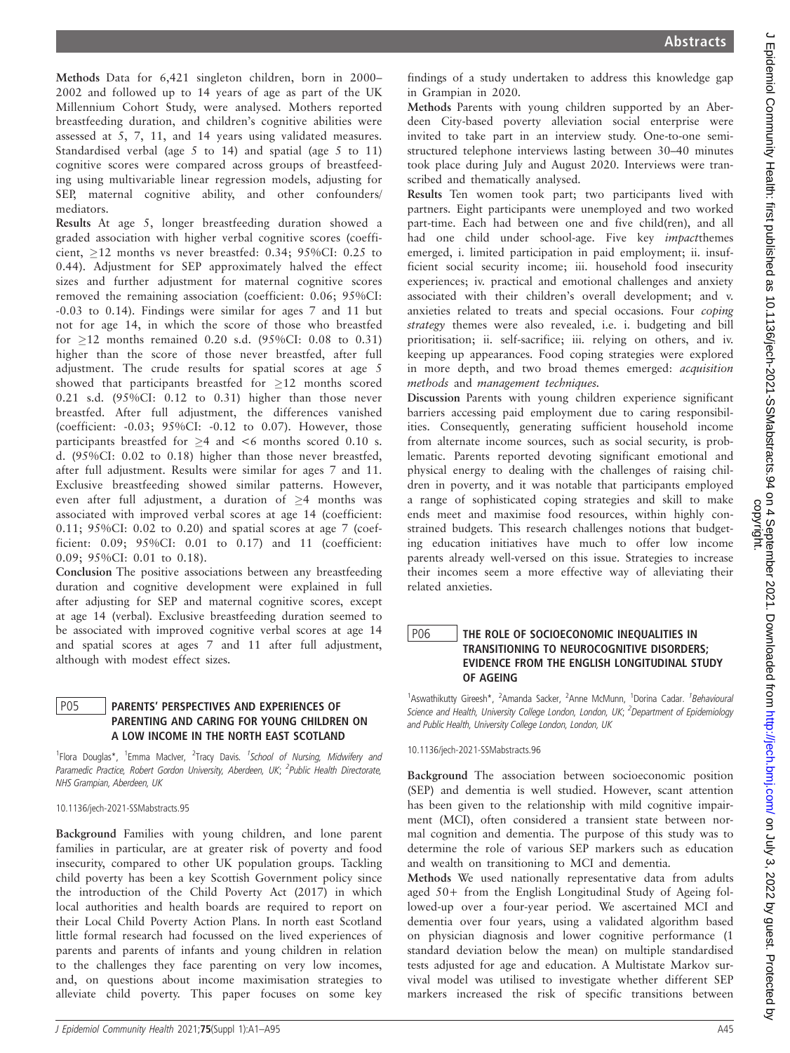**Methods** Data for 6,421 singleton children, born in 2000–2002 and followed up to 14 years of age as part of the UK Millennium Cohort Study, were analysed. Mothers reported breastfeeding duration, and children's cognitive abilities were assessed at 5, 7, 11, and 14 years using validated measures. Standardised verbal (age 5 to 14) and spatial (age 5 to 11) cognitive scores were compared across groups of breastfeeding using multivariable linear regression models, adjusting for SEP, maternal cognitive ability, and other confounders/mediators.

**Results** At age 5, longer breastfeeding duration showed a graded association with higher verbal cognitive scores (coefficient, ≥12 months vs never breastfed: 0.34; 95%CI: 0.25 to 0.44). Adjustment for SEP approximately halved the effect sizes and further adjustment for maternal cognitive scores removed the remaining association (coefficient: 0.06; 95%CI: -0.03 to 0.14). Findings were similar for ages 7 and 11 but not for age 14, in which the score of those who breastfed for ≥12 months remained 0.20 s.d. (95%CI: 0.08 to 0.31) higher than the score of those never breastfed, after full adjustment. The crude results for spatial scores at age 5 showed that participants breastfed for ≥12 months scored 0.21 s.d. (95%CI: 0.12 to 0.31) higher than those never breastfed. After full adjustment, the differences vanished (coefficient: -0.03; 95%CI: -0.12 to 0.07). However, those participants breastfed for ≥4 and <6 months scored 0.10 s.d. (95%CI: 0.02 to 0.18) higher than those never breastfed, after full adjustment. Results were similar for ages 7 and 11. Exclusive breastfeeding showed similar patterns. However, even after full adjustment, a duration of ≥4 months was associated with improved verbal scores at age 14 (coefficient: 0.11; 95%CI: 0.02 to 0.20) and spatial scores at age 7 (coefficient: 0.09; 95%CI: 0.01 to 0.17) and 11 (coefficient: 0.09; 95%CI: 0.01 to 0.18).

**Conclusion** The positive associations between any breastfeeding duration and cognitive development were explained in full after adjusting for SEP and maternal cognitive scores, except at age 14 (verbal). Exclusive breastfeeding duration seemed to be associated with improved cognitive verbal scores at age 14 and spatial scores at ages 7 and 11 after full adjustment, although with modest effect sizes.

## P05 PARENTS' PERSPECTIVES AND EXPERIENCES OF PARENTING AND CARING FOR YOUNG CHILDREN ON A LOW INCOME IN THE NORTH EAST SCOTLAND

[1]Flora Douglas*, [1]Emma MacIver, [2]Tracy Davis. [1]*School of Nursing, Midwifery and Paramedic Practice, Robert Gordon University, Aberdeen, UK*; [2]*Public Health Directorate, NHS Grampian, Aberdeen, UK*

10.1136/jech-2021-SSMabstracts.95

**Background** Families with young children, and lone parent families in particular, are at greater risk of poverty and food insecurity, compared to other UK population groups. Tackling child poverty has been a key Scottish Government policy since the introduction of the Child Poverty Act (2017) in which local authorities and health boards are required to report on their Local Child Poverty Action Plans. In north east Scotland little formal research had focussed on the lived experiences of parents and parents of infants and young children in relation to the challenges they face parenting on very low incomes, and, on questions about income maximisation strategies to alleviate child poverty. This paper focuses on some key findings of a study undertaken to address this knowledge gap in Grampian in 2020.

**Methods** Parents with young children supported by an Aberdeen City-based poverty alleviation social enterprise were invited to take part in an interview study. One-to-one semi-structured telephone interviews lasting between 30–40 minutes took place during July and August 2020. Interviews were transcribed and thematically analysed.

**Results** Ten women took part; two participants lived with partners. Eight participants were unemployed and two worked part-time. Each had between one and five child(ren), and all had one child under school-age. Five key *impact*themes emerged, i. limited participation in paid employment; ii. insufficient social security income; iii. household food insecurity experiences; iv. practical and emotional challenges and anxiety associated with their children's overall development; and v. anxieties related to treats and special occasions. Four *coping strategy* themes were also revealed, i.e. i. budgeting and bill prioritisation; ii. self-sacrifice; iii. relying on others, and iv. keeping up appearances. Food coping strategies were explored in more depth, and two broad themes emerged: *acquisition methods* and *management techniques.*

**Discussion** Parents with young children experience significant barriers accessing paid employment due to caring responsibilities. Consequently, generating sufficient household income from alternate income sources, such as social security, is problematic. Parents reported devoting significant emotional and physical energy to dealing with the challenges of raising children in poverty, and it was notable that participants employed a range of sophisticated coping strategies and skill to make ends meet and maximise food resources, within highly constrained budgets. This research challenges notions that budgeting education initiatives have much to offer low income parents already well-versed on this issue. Strategies to increase their incomes seem a more effective way of alleviating their related anxieties.

## P06 THE ROLE OF SOCIOECONOMIC INEQUALITIES IN TRANSITIONING TO NEUROCOGNITIVE DISORDERS; EVIDENCE FROM THE ENGLISH LONGITUDINAL STUDY OF AGEING

[1]Aswathikutty Gireesh*, [2]Amanda Sacker, [2]Anne McMunn, [1]Dorina Cadar. [1]*Behavioural Science and Health, University College London, London, UK*; [2]*Department of Epidemiology and Public Health, University College London, London, UK*

10.1136/jech-2021-SSMabstracts.96

**Background** The association between socioeconomic position (SEP) and dementia is well studied. However, scant attention has been given to the relationship with mild cognitive impairment (MCI), often considered a transient state between normal cognition and dementia. The purpose of this study was to determine the role of various SEP markers such as education and wealth on transitioning to MCI and dementia.

**Methods** We used nationally representative data from adults aged 50+ from the English Longitudinal Study of Ageing followed-up over a four-year period. We ascertained MCI and dementia over four years, using a validated algorithm based on physician diagnosis and lower cognitive performance (1 standard deviation below the mean) on multiple standardised tests adjusted for age and education. A Multistate Markov survival model was utilised to investigate whether different SEP markers increased the risk of specific transitions between